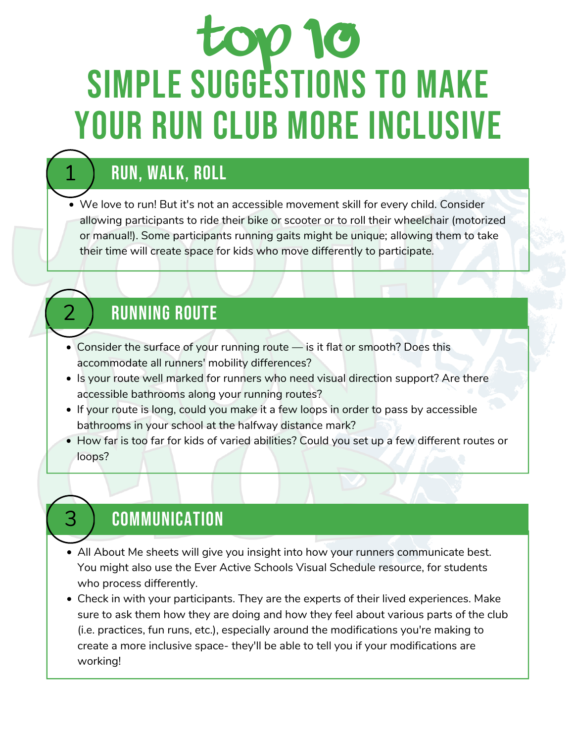# top 10 SIMPLE SUGGESTIONS TO MAKE YOUR RUN CLUB MORE INCLUSIVE

## 1 RUN, WALK, ROLL

- We love to run! But it's not an accessible movement skill for every child. Consider allowing participants to ride their bike or scooter or to roll their wheelchair (motorized or manual!). Some participants running gaits might be unique; allowing them to take their time will create space for kids who move differently to participate.

## 2 RUNNING ROUTE

- Consider the surface of your running route — is it flat or smooth? Does this accommodate all runners' mobility differences?
- Is your route well marked for runners who need visual direction support? Are there accessible bathrooms along your running routes?
- If your route is long, could you make it a few loops in order to pass by accessible bathrooms in your school at the halfway distance mark?
- How far is too far for kids of varied abilities? Could you set up a few different routes or loops?

## 3 COMMUNICATION

- All About Me sheets will give you insight into how your runners communicate best. You might also use the Ever Active Schools Visual Schedule resource, for students who process differently.
- Check in with your participants. They are the experts of their lived experiences. Make sure to ask them how they are doing and how they feel about various parts of the club (i.e. practices, fun runs, etc.), especially around the modifications you're making to create a more inclusive space- they'll be able to tell you if your modifications are working!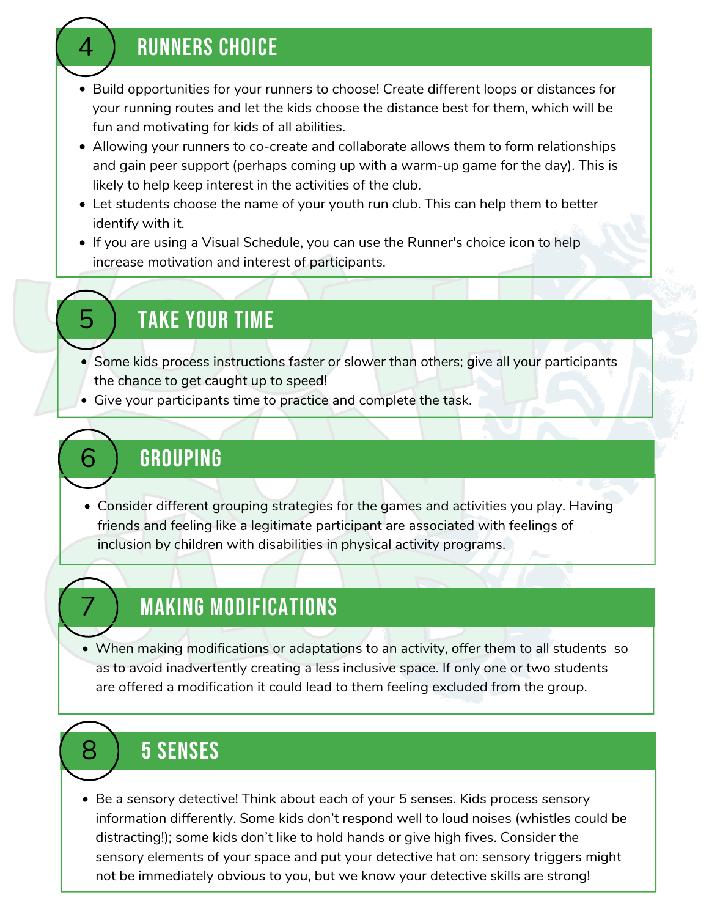## 4 RUNNERS CHOICE

- Build opportunities for your runners to choose! Create different loops or distances for your running routes and let the kids choose the distance best for them, which will be fun and motivating for kids of all abilities.
- Allowing your runners to co-create and collaborate allows them to form relationships and gain peer support (perhaps coming up with a warm-up game for the day). This is likely to help keep interest in the activities of the club.
- Let students choose the name of your youth run club. This can help them to better identify with it.
- If you are using a Visual Schedule, you can use the Runner's choice icon to help increase motivation and interest of participants.

## 5 TAKE YOUR TIME

- Some kids process instructions faster or slower than others; give all your participants the chance to get caught up to speed!
- Give your participants time to practice and complete the task.

## 6 GROUPING

- Consider different grouping strategies for the games and activities you play. Having friends and feeling like a legitimate participant are associated with feelings of inclusion by children with disabilities in physical activity programs.

## 7 MAKING MODIFICATIONS

- When making modifications or adaptations to an activity, offer them to all students so as to avoid inadvertently creating a less inclusive space. If only one or two students are offered a modification it could lead to them feeling excluded from the group.

## 8 5 SENSES

- Be a sensory detective! Think about each of your 5 senses. Kids process sensory information differently. Some kids don't respond well to loud noises (whistles could be distracting!); some kids don't like to hold hands or give high fives. Consider the sensory elements of your space and put your detective hat on: sensory triggers might not be immediately obvious to you, but we know your detective skills are strong!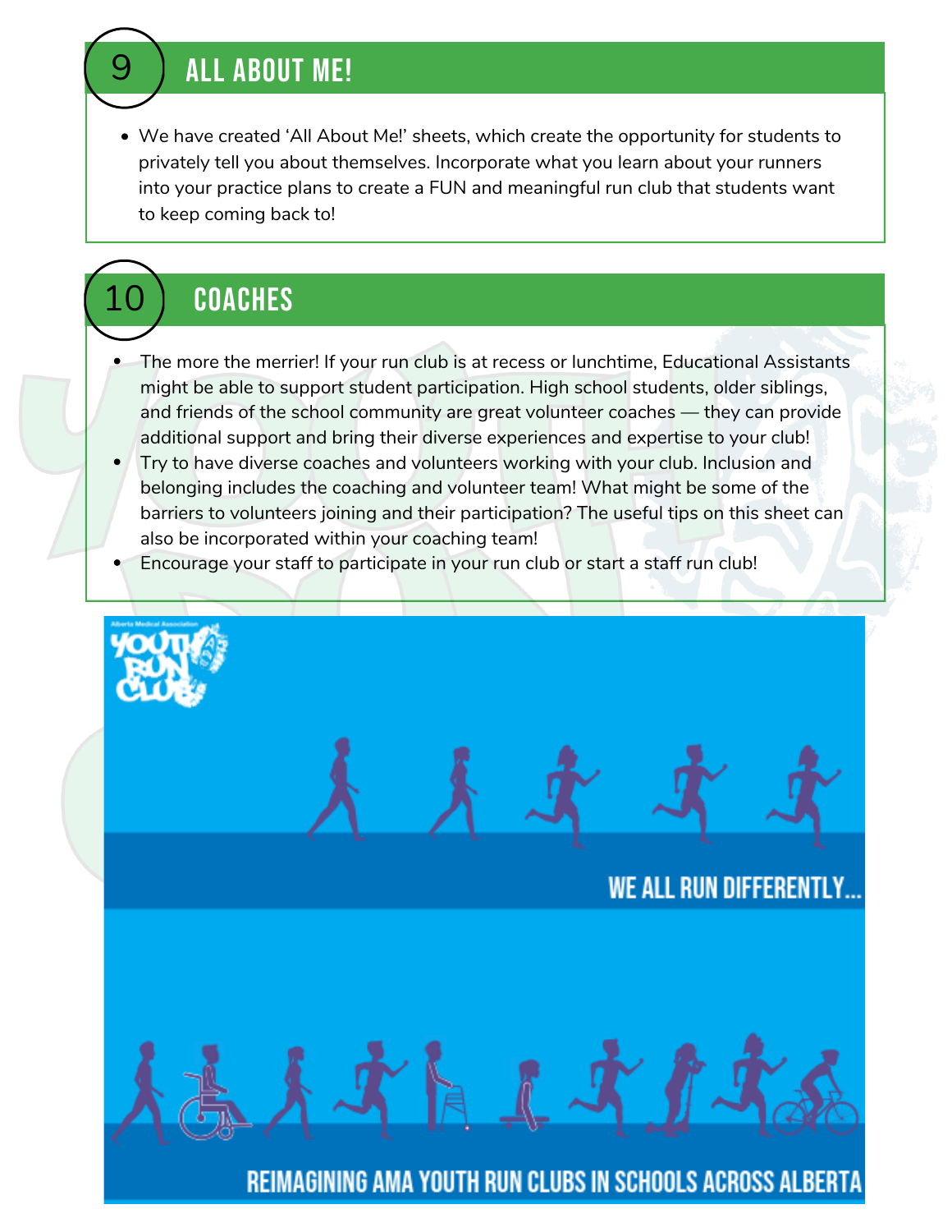## 9 ALL ABOUT ME!

- We have created 'All About Me!' sheets, which create the opportunity for students to privately tell you about themselves. Incorporate what you learn about your runners into your practice plans to create a FUN and meaningful run club that students want to keep coming back to!

## 10 COACHES

- The more the merrier! If your run club is at recess or lunchtime, Educational Assistants might be able to support student participation. High school students, older siblings, and friends of the school community are great volunteer coaches — they can provide additional support and bring their diverse experiences and expertise to your club!
- Try to have diverse coaches and volunteers working with your club. Inclusion and belonging includes the coaching and volunteer team! What might be some of the barriers to volunteers joining and their participation? The useful tips on this sheet can also be incorporated within your coaching team!
- Encourage your staff to participate in your run club or start a staff run club!

WE ALL RUN DIFFERENTLY...

REIMAGINING AMA YOUTH RUN CLUBS IN SCHOOLS ACROSS ALBERTA